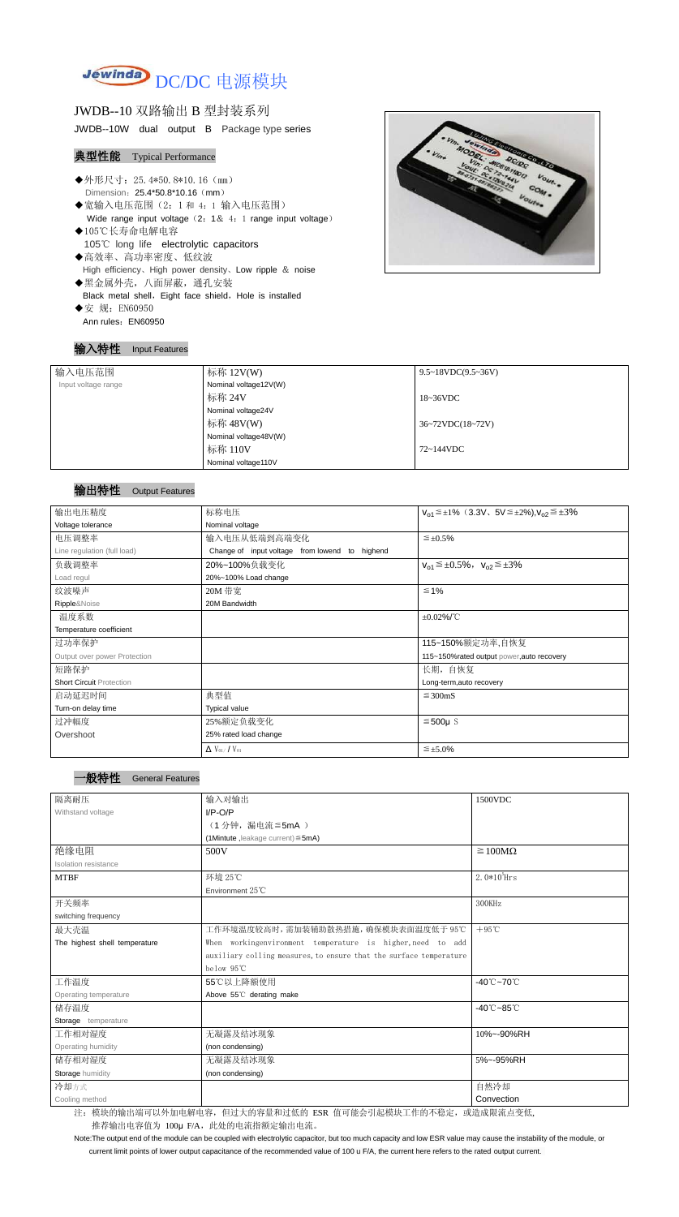# Jewinda DC/DC 电源模块

## JWDB--10 双路输出 B 型封装系列

JWDB--10W dual output B Package type series

### 典型性能 Typical Performance

- ◆外形尺寸：25.4*50.8*10.16（mm）
  Dimension：25.4*50.8*10.16（mm）
- ◆宽输入电压范围（2：1 和 4：1 输入电压范围）
  Wide range input voltage（2：1& 4：1 range input voltage）
- ◆105℃长寿命电解电容
  105℃ long life electrolytic capacitors
- ◆高效率、高功率密度、低纹波
  High efficiency、High power density、Low ripple & noise
- ◆黑金属外壳，八面屏蔽，通孔安装
  Black metal shell，Eight face shield，Hole is installed
- ◆安 规：EN60950
  Ann rules：EN60950

### 输入特性 Input Features

| 输入电压范围 Input voltage range | 标称 12V(W) Nominal voltage12V(W) | 9.5~18VDC(9.5~36V) |
|---|---|---|
| | 标称 24V Nominal voltage24V | 18~36VDC |
| | 标称 48V(W) Nominal voltage48V(W) | 36~72VDC(18~72V) |
| | 标称 110V Nominal voltage110V | 72~144VDC |

### 输出特性 Output Features

| 输出电压精度 Voltage tolerance | 标称电压 Nominal voltage | $V_{o1}\leq\pm1\%$（3.3V、5V≦±2%),$V_{o2}\leq\pm3\%$ |
|---|---|---|
| 电压调整率 Line regulation (full load) | 输入电压从低端到高端变化 Change of input voltage from lowend to highend | ≦±0.5% |
| 负载调整率 Load regul | 20%~100%负载变化 20%~100% Load change | $V_{o1}\leq\pm0.5\%$，$V_{o2}\leq\pm3\%$ |
| 纹波噪声 Ripple&Noise | 20M 带宽 20M Bandwidth | ≦1% |
| 温度系数 Temperature coefficient | | ±0.02%/℃ |
| 过功率保护 Output over power Protection | | 115~150%额定功率,自恢复 115~150%rated output power,auto recovery |
| 短路保护 Short Circuit Protection | | 长期，自恢复 Long-term,auto recovery |
| 启动延迟时间 Turn-on delay time | 典型值 Typical value | ≦300mS |
| 过冲幅度 Overshoot | 25%额定负载变化 25% rated load change | ≦500μ S |
| | $\Delta V_{01}/V_{01}$ | ≦±5.0% |

### 一般特性 General Features

| 隔离耐压 Withstand voltage | 输入对输出 I/P-O/P（1 分钟，漏电流≦5mA ）(1Mintute ,leakage current)≦5mA) | 1500VDC |
|---|---|---|
| 绝缘电阻 Isolation resistance | 500V | ≧100MΩ |
| MTBF | 环境 25℃ Environment 25℃ | $2.0*10^5$Hrs |
| 开关频率 switching frequency | | 300KHz |
| 最大壳温 The highest shell temperature | 工作环境温度较高时，需加装辅助散热措施，确保模块表面温度低于 95℃ When workingenvironment temperature is higher,need to add auxiliary colling measures,to ensure that the surface temperature below 95℃ | +95℃ |
| 工作温度 Operating temperature | 55℃以上降额使用 Above 55℃ derating make | -40℃~70℃ |
| 储存温度 Storage temperature | | -40℃~85℃ |
| 工作相对湿度 Operating humidity | 无凝露及结冰现象 (non condensing) | 10%~-90%RH |
| 储存相对湿度 Storage humidity | 无凝露及结冰现象 (non condensing) | 5%~-95%RH |
| 冷却方式 Cooling method | | 自然冷却 Convection |

注：模块的输出端可以外加电解电容，但过大的容量和过低的 ESR 值可能会引起模块工作的不稳定，或造成限流点变低，推荐输出电容值为 100μ F/A，此处的电流指额定输出电流。

Note:The output end of the module can be coupled with electrolytic capacitor, but too much capacity and low ESR value may cause the instability of the module, or current limit points of lower output capacitance of the recommended value of 100 u F/A, the current here refers to the rated output current.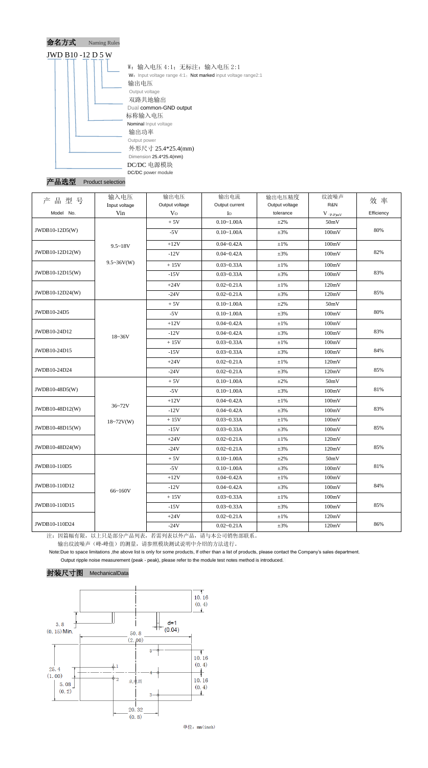## 命名方式 Naming Rules

JWD B10 -12 D 5 W

- W：输入电压 4:1；无标注：输入电压 2:1
  W：Input voltage range 4:1；Not marked input voltage range2:1
- 输出电压
  Output voltage
- 双路共地输出
  Dual common-GND output
- 标称输入电压
  Nominal Input voltage
- 输出功率
  Output power
- 外形尺寸 25.4*25.4(mm)
  Dimension 25.4*25.4(mm)
- DC/DC 电源模块
  DC/DC power module

## 产品选型 Product selection

| 产品型号<br>Model No. | 输入电压<br>Input voltage<br>Vin | 输出电压<br>Output voltage<br>$V_O$ | 输出电流<br>Output current<br>$I_O$ | 输出电压精度<br>Output voltage<br>tolerance | 纹波噪声<br>R&N<br>$V_{(P-P)mV}$ | 效率<br>Efficiency |
|---|---|---|---|---|---|---|
| JWDB10-12D5(W) | 9.5~18V<br>9.5~36V(W) | +5V | 0.10~1.00A | ±2% | 50mV | 80% |
| | | -5V | 0.10~1.00A | ±3% | 100mV | |
| JWDB10-12D12(W) | | +12V | 0.04~0.42A | ±1% | 100mV | 82% |
| | | -12V | 0.04~0.42A | ±3% | 100mV | |
| JWDB10-12D15(W) | | +15V | 0.03~0.33A | ±1% | 100mV | 83% |
| | | -15V | 0.03~0.33A | ±3% | 100mV | |
| JWDB10-12D24(W) | | +24V | 0.02~0.21A | ±1% | 120mV | 85% |
| | | -24V | 0.02~0.21A | ±3% | 120mV | |
| JWDB10-24D5 | 18~36V | +5V | 0.10~1.00A | ±2% | 50mV | 80% |
| | | -5V | 0.10~1.00A | ±3% | 100mV | |
| JWDB10-24D12 | | +12V | 0.04~0.42A | ±1% | 100mV | 83% |
| | | -12V | 0.04~0.42A | ±3% | 100mV | |
| JWDB10-24D15 | | +15V | 0.03~0.33A | ±1% | 100mV | 84% |
| | | -15V | 0.03~0.33A | ±3% | 100mV | |
| JWDB10-24D24 | | +24V | 0.02~0.21A | ±1% | 120mV | 85% |
| | | -24V | 0.02~0.21A | ±3% | 120mV | |
| JWDB10-48D5(W) | 36~72V<br>18~72V(W) | +5V | 0.10~1.00A | ±2% | 50mV | 81% |
| | | -5V | 0.10~1.00A | ±3% | 100mV | |
| JWDB10-48D12(W) | | +12V | 0.04~0.42A | ±1% | 100mV | 83% |
| | | -12V | 0.04~0.42A | ±3% | 100mV | |
| JWDB10-48D15(W) | | +15V | 0.03~0.33A | ±1% | 100mV | 85% |
| | | -15V | 0.03~0.33A | ±3% | 100mV | |
| JWDB10-48D24(W) | | +24V | 0.02~0.21A | ±1% | 120mV | 85% |
| | | -24V | 0.02~0.21A | ±3% | 120mV | |
| JWDB10-110D5 | 66~160V | +5V | 0.10~1.00A | ±2% | 50mV | 81% |
| | | -5V | 0.10~1.00A | ±3% | 100mV | |
| JWDB10-110D12 | | +12V | 0.04~0.42A | ±1% | 100mV | 84% |
| | | -12V | 0.04~0.42A | ±3% | 100mV | |
| JWDB10-110D15 | | +15V | 0.03~0.33A | ±1% | 100mV | 85% |
| | | -15V | 0.03~0.33A | ±3% | 100mV | |
| JWDB10-110D24 | | +24V | 0.02~0.21A | ±1% | 120mV | 86% |
| | | -24V | 0.02~0.21A | ±3% | 120mV | |

注：因篇幅有限，以上只是部分产品列表，若需列表以外产品，请与本公司销售部联系。
输出纹波噪声（峰-峰值）的测量，请参照模块测试说明中介绍的方法进行。

Note:Due to space limitations ,the above list is only for some products, If other than a list of products, please contact the Company's sales department.
Output ripple noise measurement (peak - peak), please refer to the module test notes method is introduced.

## 封装尺寸图 MechanicalData

10.16 (0.4)
3.8 (0.15) Min.
d=1 (0.04)
50.8 (2.00)
25.4 (1.00)
5.08 (0.2)
10.16 (0.4)
10.16 (0.4)
20.32 (0.8)
底视图

单位：mm(inch)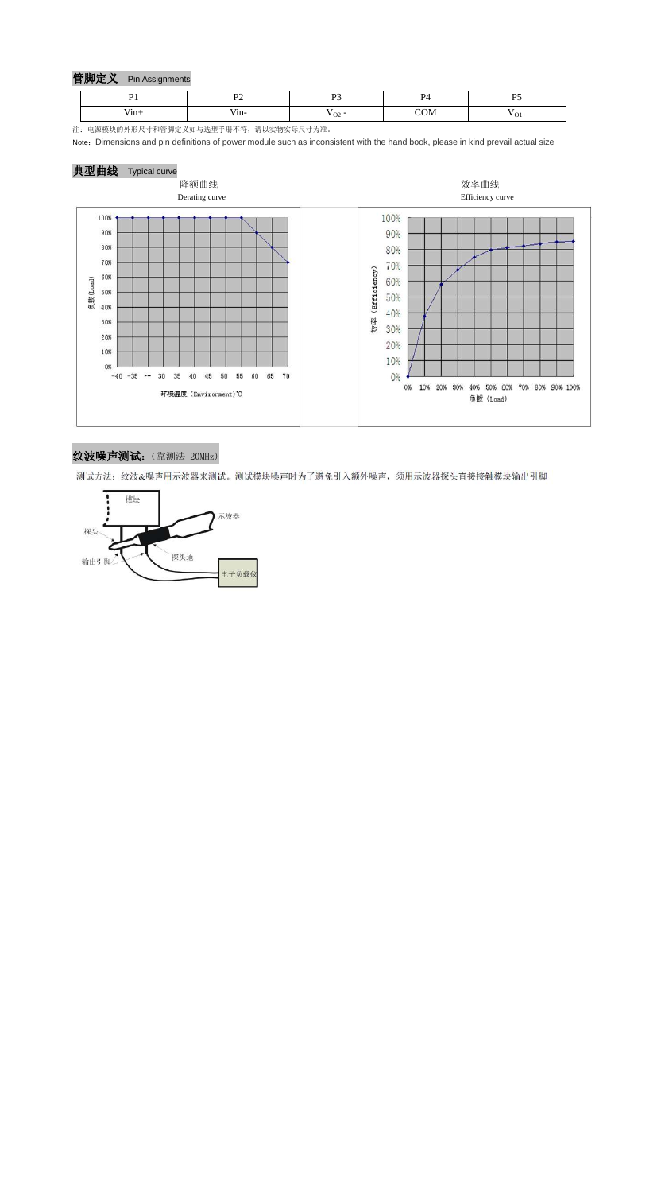## 管脚定义 Pin Assignments

| P1 | P2 | P3 | P4 | P5 |
|---|---|---|---|---|
| Vin+ | Vin- | $V_{O2}$ - | COM | $V_{O1+}$ |

注：电源模块的外形尺寸和管脚定义如与选型手册不符，请以实物实际尺寸为准。

Note：Dimensions and pin definitions of power module such as inconsistent with the hand book, please in kind prevail actual size

## 典型曲线 Typical curve

降额曲线

Derating curve

100%
90%
80%
70%
60%
50%
40%
30%
20%
10%
0%

负载(Load)

-40 -35 ··· 30 35 40 45 50 55 60 65 70

环境温度（Environment）℃

效率曲线

Efficiency curve

100%
90%
80%
70%
60%
50%
40%
30%
20%
10%
0%

效率（Efficiency）

0% 10% 20% 30% 40% 50% 60% 70% 80% 90% 100%

负载（Load）

## 纹波噪声测试：（靠测法 20MHz）

测试方法：纹波&噪声用示波器来测试。测试模块噪声时为了避免引入额外噪声，须用示波器探头直接接触模块输出引脚

模块

示波器

探头

探头地

输出引脚

电子负载仪